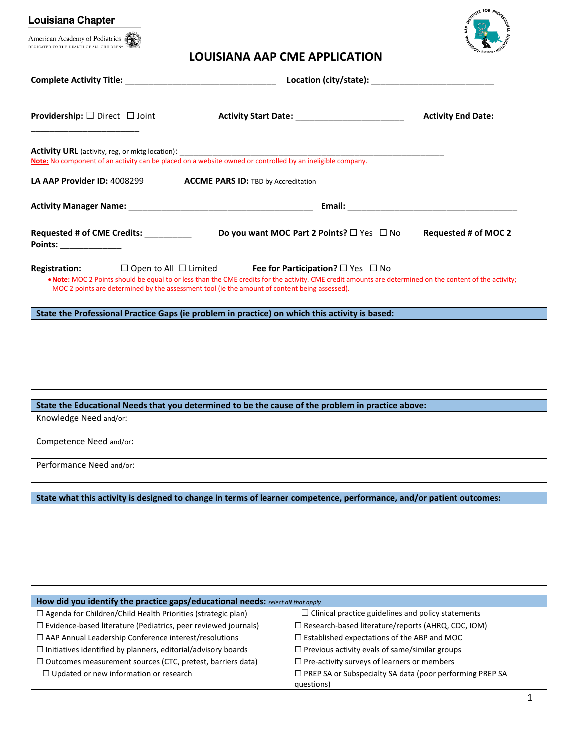Louisiana Chapter

American Academy of Pediatrics

DEDICATED TO THE HEALTH OF ALL CHILDREN®

# LOUISIANA AAP CME APPLICATION

**Complete Activity Title:** ________________________________ **Location (city/state):** __________________________

**Providership:** ☐ Direct ☐ Joint **Activity Start Date:** _______________________ **Activity End Date:** _______________________

**Activity URL** (activity, reg, or mktg location): ________________________________________________________________

**Note:** No component of an activity can be placed on a website owned or controlled by an ineligible company.

**LA AAP Provider ID:** 4008299 **ACCME PARS ID:** TBD by Accreditation

**Activity Manager Name:** ________________________________________ **Email:** ______________________________________

**Requested # of CME Credits:** __________ **Do you want MOC Part 2 Points?** ☐ Yes ☐ No **Requested # of MOC 2 Points:** _____________

**Registration:** ☐ Open to All ☐ Limited **Fee for Participation?** ☐ Yes ☐ No

- **Note:** MOC 2 Points should be equal to or less than the CME credits for the activity. CME credit amounts are determined on the content of the activity; MOC 2 points are determined by the assessment tool (ie the amount of content being assessed).

| **State the Professional Practice Gaps (ie problem in practice) on which this activity is based:** |
| --- |
| |

| **State the Educational Needs that you determined to be the cause of the problem in practice above:** | |
| --- | --- |
| Knowledge Need and/or: | |
| Competence Need and/or: | |
| Performance Need and/or: | |

| **State what this activity is designed to change in terms of learner competence, performance, and/or patient outcomes:** |
| --- |
| |

| **How did you identify the practice gaps/educational needs:** *select all that apply* | |
| --- | --- |
| ☐ Agenda for Children/Child Health Priorities (strategic plan) | ☐ Clinical practice guidelines and policy statements |
| ☐ Evidence-based literature (Pediatrics, peer reviewed journals) | ☐ Research-based literature/reports (AHRQ, CDC, IOM) |
| ☐ AAP Annual Leadership Conference interest/resolutions | ☐ Established expectations of the ABP and MOC |
| ☐ Initiatives identified by planners, editorial/advisory boards | ☐ Previous activity evals of same/similar groups |
| ☐ Outcomes measurement sources (CTC, pretest, barriers data) | ☐ Pre-activity surveys of learners or members |
| ☐ Updated or new information or research | ☐ PREP SA or Subspecialty SA data (poor performing PREP SA questions) |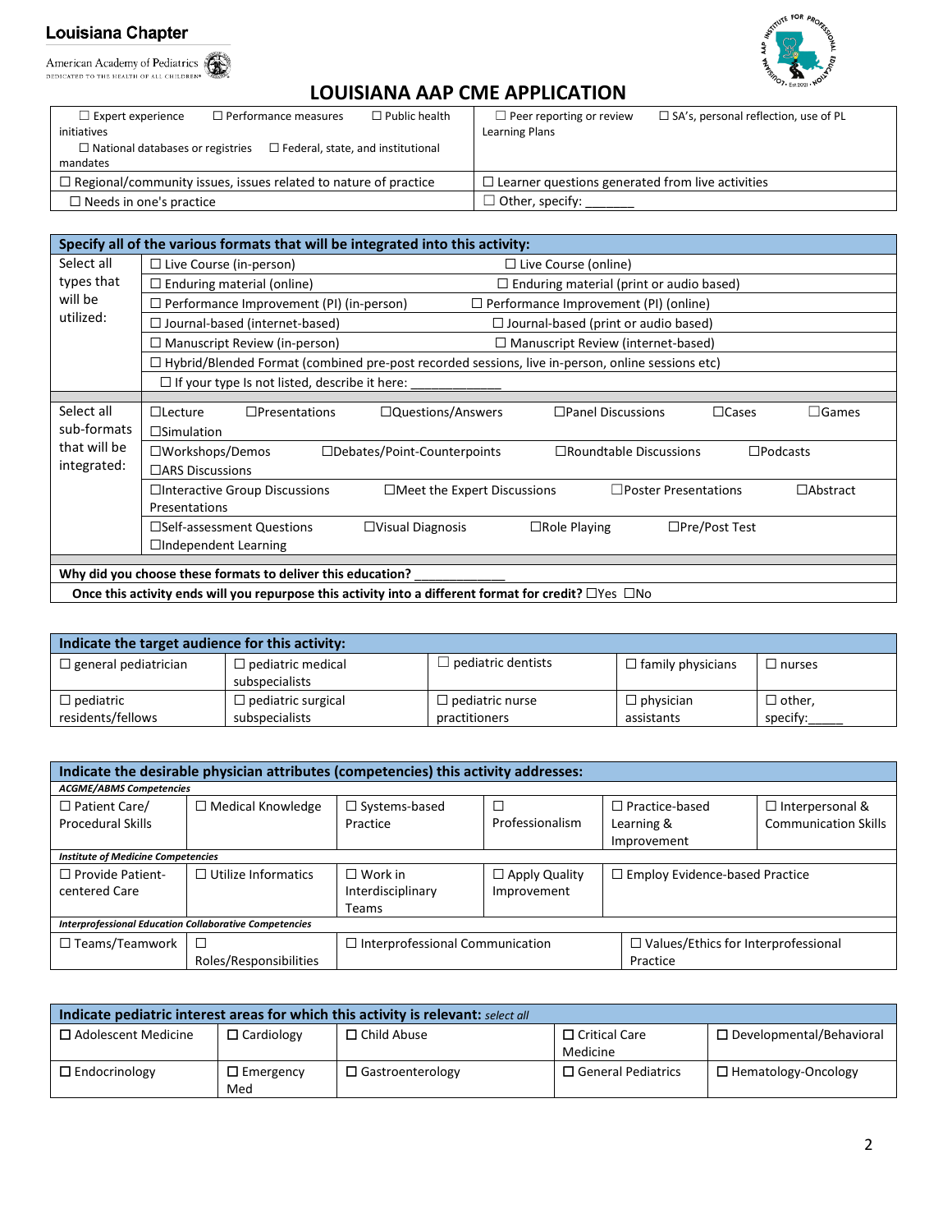Louisiana Chapter

American Academy of Pediatrics
DEDICATED TO THE HEALTH OF ALL CHILDREN®

# LOUISIANA AAP CME APPLICATION

| | |
|---|---|
| ☐ Expert experience ☐ Performance measures ☐ Public health initiatives ☐ National databases or registries ☐ Federal, state, and institutional mandates | ☐ Peer reporting or review ☐ SA's, personal reflection, use of PL Learning Plans |
| ☐ Regional/community issues, issues related to nature of practice | ☐ Learner questions generated from live activities |
| ☐ Needs in one's practice | ☐ Other, specify: _______ |

| Specify all of the various formats that will be integrated into this activity: | | |
|---|---|---|
| Select all types that will be utilized: | ☐ Live Course (in-person) | ☐ Live Course (online) |
| | ☐ Enduring material (online) | ☐ Enduring material (print or audio based) |
| | ☐ Performance Improvement (PI) (in-person) | ☐ Performance Improvement (PI) (online) |
| | ☐ Journal-based (internet-based) | ☐ Journal-based (print or audio based) |
| | ☐ Manuscript Review (in-person) | ☐ Manuscript Review (internet-based) |
| | ☐ Hybrid/Blended Format (combined pre-post recorded sessions, live in-person, online sessions etc) | |
| | ☐ If your type Is not listed, describe it here: _____________ | |
| Select all sub-formats that will be integrated: | ☐Lecture ☐Presentations ☐Questions/Answers ☐Panel Discussions ☐Cases ☐Games ☐Simulation | |
| | ☐Workshops/Demos ☐Debates/Point-Counterpoints ☐Roundtable Discussions ☐Podcasts ☐ARS Discussions | |
| | ☐Interactive Group Discussions ☐Meet the Expert Discussions ☐Poster Presentations ☐Abstract Presentations | |
| | ☐Self-assessment Questions ☐Visual Diagnosis ☐Role Playing ☐Pre/Post Test ☐Independent Learning | |
| **Why did you choose these formats to deliver this education?** _____________ | | |
| **Once this activity ends will you repurpose this activity into a different format for credit?** ☐Yes ☐No | | |

| Indicate the target audience for this activity: | | | | |
|---|---|---|---|---|
| ☐ general pediatrician | ☐ pediatric medical subspecialists | ☐ pediatric dentists | ☐ family physicians | ☐ nurses |
| ☐ pediatric residents/fellows | ☐ pediatric surgical subspecialists | ☐ pediatric nurse practitioners | ☐ physician assistants | ☐ other, specify:_____ |

| Indicate the desirable physician attributes (competencies) this activity addresses: | | | | | |
|---|---|---|---|---|---|
| ***ACGME/ABMS Competencies*** | | | | | |
| ☐ Patient Care/ Procedural Skills | ☐ Medical Knowledge | ☐ Systems-based Practice | ☐ Professionalism | ☐ Practice-based Learning & Improvement | ☐ Interpersonal & Communication Skills |
| ***Institute of Medicine Competencies*** | | | | | |
| ☐ Provide Patient-centered Care | ☐ Utilize Informatics | ☐ Work in Interdisciplinary Teams | ☐ Apply Quality Improvement | ☐ Employ Evidence-based Practice | |
| ***Interprofessional Education Collaborative Competencies*** | | | | | |
| ☐ Teams/Teamwork | ☐ Roles/Responsibilities | ☐ Interprofessional Communication | | ☐ Values/Ethics for Interprofessional Practice | |

| Indicate pediatric interest areas for which this activity is relevant: *select all* | | | | |
|---|---|---|---|---|
| ☐ Adolescent Medicine | ☐ Cardiology | ☐ Child Abuse | ☐ Critical Care Medicine | ☐ Developmental/Behavioral |
| ☐ Endocrinology | ☐ Emergency Med | ☐ Gastroenterology | ☐ General Pediatrics | ☐ Hematology-Oncology |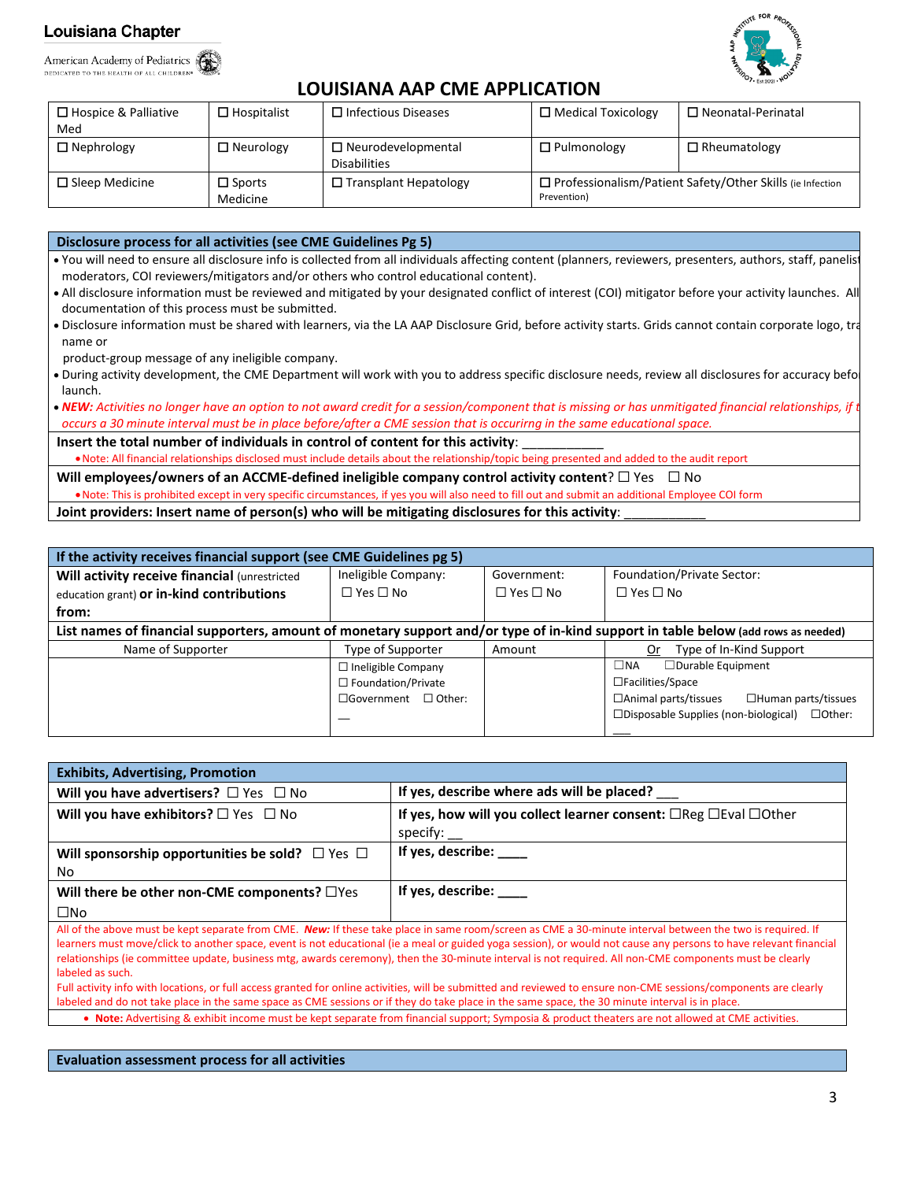Louisiana Chapter

American Academy of Pediatrics
DEDICATED TO THE HEALTH OF ALL CHILDREN

# LOUISIANA AAP CME APPLICATION

| | | | | |
|---|---|---|---|---|
| ☐ Hospice & Palliative Med | ☐ Hospitalist | ☐ Infectious Diseases | ☐ Medical Toxicology | ☐ Neonatal-Perinatal |
| ☐ Nephrology | ☐ Neurology | ☐ Neurodevelopmental Disabilities | ☐ Pulmonology | ☐ Rheumatology |
| ☐ Sleep Medicine | ☐ Sports Medicine | ☐ Transplant Hepatology | ☐ Professionalism/Patient Safety/Other Skills (ie Infection Prevention) | |

## Disclosure process for all activities (see CME Guidelines Pg 5)

- You will need to ensure all disclosure info is collected from all individuals affecting content (planners, reviewers, presenters, authors, staff, panelist moderators, COI reviewers/mitigators and/or others who control educational content).
- All disclosure information must be reviewed and mitigated by your designated conflict of interest (COI) mitigator before your activity launches. All documentation of this process must be submitted.
- Disclosure information must be shared with learners, via the LA AAP Disclosure Grid, before activity starts. Grids cannot contain corporate logo, tra name or product-group message of any ineligible company.
- During activity development, the CME Department will work with you to address specific disclosure needs, review all disclosures for accuracy befo launch.
- ***NEW:*** *Activities no longer have an option to not award credit for a session/component that is missing or has unmitigated financial relationships, if t occurs a 30 minute interval must be in place before/after a CME session that is occurirng in the same educational space.*

**Insert the total number of individuals in control of content for this activity**: ___________
- Note: All financial relationships disclosed must include details about the relationship/topic being presented and added to the audit report

**Will employees/owners of an ACCME-defined ineligible company control activity content**? ☐ Yes ☐ No
- Note: This is prohibited except in very specific circumstances, if yes you will also need to fill out and submit an additional Employee COI form

**Joint providers: Insert name of person(s) who will be mitigating disclosures for this activity**: ___________

## If the activity receives financial support (see CME Guidelines pg 5)

| **Will activity receive financial** (unrestricted education grant) **or in-kind contributions from:** | Ineligible Company: ☐ Yes ☐ No | Government: ☐ Yes ☐ No | Foundation/Private Sector: ☐ Yes ☐ No |
|---|---|---|---|
| **List names of financial supporters, amount of monetary support and/or type of in-kind support in table below** (add rows as needed) | | | |
| Name of Supporter | Type of Supporter | Amount | Or Type of In-Kind Support |
| | ☐ Ineligible Company<br>☐ Foundation/Private<br>☐Government ☐ Other: __ | | ☐NA ☐Durable Equipment<br>☐Facilities/Space<br>☐Animal parts/tissues ☐Human parts/tissues<br>☐Disposable Supplies (non-biological) ☐Other: __ |

## Exhibits, Advertising, Promotion

| | |
|---|---|
| **Will you have advertisers?** ☐ Yes ☐ No | **If yes, describe where ads will be placed?** ___ |
| **Will you have exhibitors?** ☐ Yes ☐ No | **If yes, how will you collect learner consent:** ☐Reg ☐Eval ☐Other specify: __ |
| **Will sponsorship opportunities be sold?** ☐ Yes ☐ No | **If yes, describe:** ____ |
| **Will there be other non-CME components?** ☐Yes ☐No | **If yes, describe:** ____ |

All of the above must be kept separate from CME. ***New:*** If these take place in same room/screen as CME a 30-minute interval between the two is required. If learners must move/click to another space, event is not educational (ie a meal or guided yoga session), or would not cause any persons to have relevant financial relationships (ie committee update, business mtg, awards ceremony), then the 30-minute interval is not required. All non-CME components must be clearly labeled as such.

Full activity info with locations, or full access granted for online activities, will be submitted and reviewed to ensure non-CME sessions/components are clearly labeled and do not take place in the same space as CME sessions or if they do take place in the same space, the 30 minute interval is in place.

- **Note:** Advertising & exhibit income must be kept separate from financial support; Symposia & product theaters are not allowed at CME activities.

## Evaluation assessment process for all activities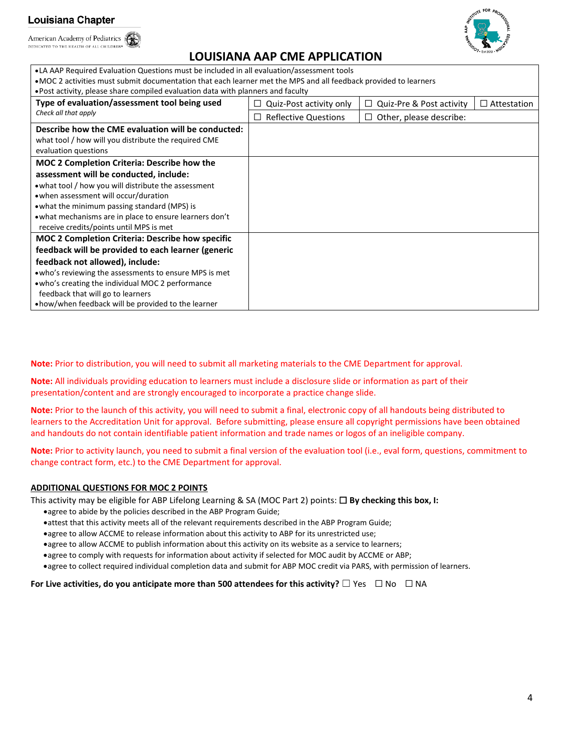Louisiana Chapter

American Academy of Pediatrics
DEDICATED TO THE HEALTH OF ALL CHILDREN®

# LOUISIANA AAP CME APPLICATION

- LA AAP Required Evaluation Questions must be included in all evaluation/assessment tools
- MOC 2 activities must submit documentation that each learner met the MPS and all feedback provided to learners
- Post activity, please share compiled evaluation data with planners and faculty

| | | | |
|---|---|---|---|
| **Type of evaluation/assessment tool being used** *Check all that apply* | ☐ Quiz-Post activity only | ☐ Quiz-Pre & Post activity | ☐ Attestation |
| | ☐ Reflective Questions | ☐ Other, please describe: | |
| **Describe how the CME evaluation will be conducted:** what tool / how will you distribute the required CME evaluation questions | | | |
| **MOC 2 Completion Criteria: Describe how the assessment will be conducted, include:** • what tool / how you will distribute the assessment • when assessment will occur/duration • what the minimum passing standard (MPS) is • what mechanisms are in place to ensure learners don't receive credits/points until MPS is met | | | |
| **MOC 2 Completion Criteria: Describe how specific feedback will be provided to each learner (generic feedback not allowed), include:** • who's reviewing the assessments to ensure MPS is met • who's creating the individual MOC 2 performance feedback that will go to learners • how/when feedback will be provided to the learner | | | |

**Note:** Prior to distribution, you will need to submit all marketing materials to the CME Department for approval.

**Note:** All individuals providing education to learners must include a disclosure slide or information as part of their presentation/content and are strongly encouraged to incorporate a practice change slide.

**Note:** Prior to the launch of this activity, you will need to submit a final, electronic copy of all handouts being distributed to learners to the Accreditation Unit for approval. Before submitting, please ensure all copyright permissions have been obtained and handouts do not contain identifiable patient information and trade names or logos of an ineligible company.

**Note:** Prior to activity launch, you need to submit a final version of the evaluation tool (i.e., eval form, questions, commitment to change contract form, etc.) to the CME Department for approval.

**ADDITIONAL QUESTIONS FOR MOC 2 POINTS**

This activity may be eligible for ABP Lifelong Learning & SA (MOC Part 2) points: ☐ **By checking this box, I:**

- agree to abide by the policies described in the ABP Program Guide;
- attest that this activity meets all of the relevant requirements described in the ABP Program Guide;
- agree to allow ACCME to release information about this activity to ABP for its unrestricted use;
- agree to allow ACCME to publish information about this activity on its website as a service to learners;
- agree to comply with requests for information about activity if selected for MOC audit by ACCME or ABP;
- agree to collect required individual completion data and submit for ABP MOC credit via PARS, with permission of learners.

**For Live activities, do you anticipate more than 500 attendees for this activity?** ☐ Yes ☐ No ☐ NA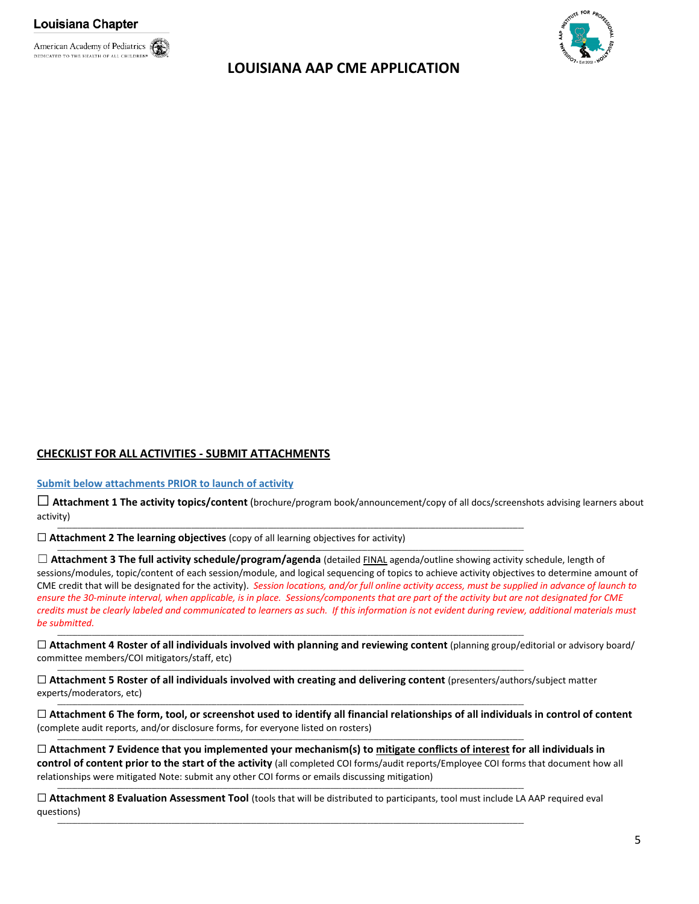# LOUISIANA AAP CME APPLICATION

## CHECKLIST FOR ALL ACTIVITIES - SUBMIT ATTACHMENTS

**Submit below attachments PRIOR to launch of activity**

☐ **Attachment 1 The activity topics/content** (brochure/program book/announcement/copy of all docs/screenshots advising learners about activity)

☐ **Attachment 2 The learning objectives** (copy of all learning objectives for activity)

☐ **Attachment 3 The full activity schedule/program/agenda** (detailed FINAL agenda/outline showing activity schedule, length of sessions/modules, topic/content of each session/module, and logical sequencing of topics to achieve activity objectives to determine amount of CME credit that will be designated for the activity). *Session locations, and/or full online activity access, must be supplied in advance of launch to ensure the 30-minute interval, when applicable, is in place. Sessions/components that are part of the activity but are not designated for CME credits must be clearly labeled and communicated to learners as such. If this information is not evident during review, additional materials must be submitted.*

☐ **Attachment 4 Roster of all individuals involved with planning and reviewing content** (planning group/editorial or advisory board/ committee members/COI mitigators/staff, etc)

☐ **Attachment 5 Roster of all individuals involved with creating and delivering content** (presenters/authors/subject matter experts/moderators, etc)

☐ **Attachment 6 The form, tool, or screenshot used to identify all financial relationships of all individuals in control of content** (complete audit reports, and/or disclosure forms, for everyone listed on rosters)

☐ **Attachment 7 Evidence that you implemented your mechanism(s) to mitigate conflicts of interest for all individuals in control of content prior to the start of the activity** (all completed COI forms/audit reports/Employee COI forms that document how all relationships were mitigated Note: submit any other COI forms or emails discussing mitigation)

☐ **Attachment 8 Evaluation Assessment Tool** (tools that will be distributed to participants, tool must include LA AAP required eval questions)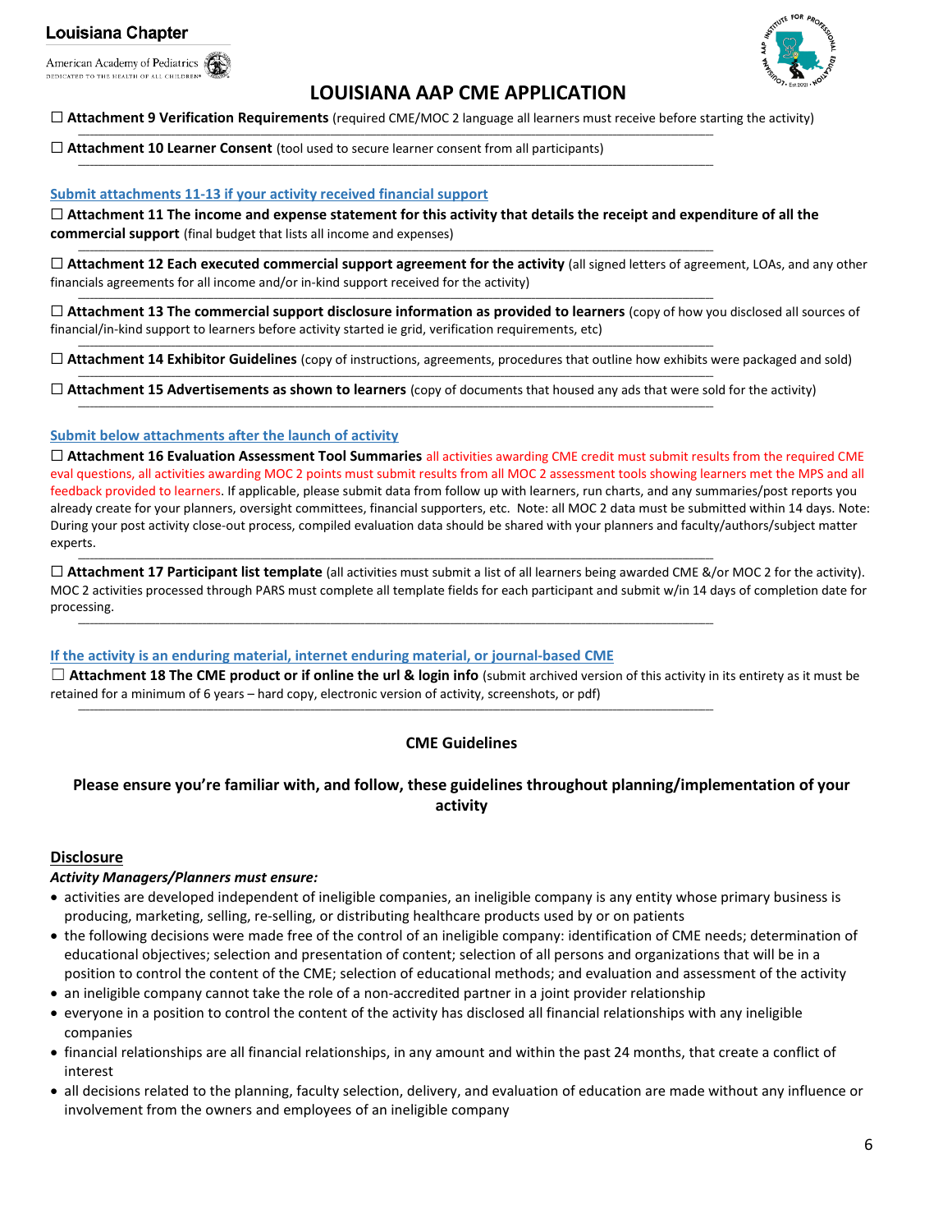# LOUISIANA AAP CME APPLICATION

☐ **Attachment 9 Verification Requirements** (required CME/MOC 2 language all learners must receive before starting the activity)

☐ **Attachment 10 Learner Consent** (tool used to secure learner consent from all participants)

**Submit attachments 11-13 if your activity received financial support**

☐ **Attachment 11 The income and expense statement for this activity that details the receipt and expenditure of all the commercial support** (final budget that lists all income and expenses)

☐ **Attachment 12 Each executed commercial support agreement for the activity** (all signed letters of agreement, LOAs, and any other financials agreements for all income and/or in-kind support received for the activity)

☐ **Attachment 13 The commercial support disclosure information as provided to learners** (copy of how you disclosed all sources of financial/in-kind support to learners before activity started ie grid, verification requirements, etc)

☐ **Attachment 14 Exhibitor Guidelines** (copy of instructions, agreements, procedures that outline how exhibits were packaged and sold)

☐ **Attachment 15 Advertisements as shown to learners** (copy of documents that housed any ads that were sold for the activity)

**Submit below attachments after the launch of activity**

☐ **Attachment 16 Evaluation Assessment Tool Summaries** all activities awarding CME credit must submit results from the required CME eval questions, all activities awarding MOC 2 points must submit results from all MOC 2 assessment tools showing learners met the MPS and all feedback provided to learners. If applicable, please submit data from follow up with learners, run charts, and any summaries/post reports you already create for your planners, oversight committees, financial supporters, etc. Note: all MOC 2 data must be submitted within 14 days. Note: During your post activity close-out process, compiled evaluation data should be shared with your planners and faculty/authors/subject matter experts.

☐ **Attachment 17 Participant list template** (all activities must submit a list of all learners being awarded CME &/or MOC 2 for the activity). MOC 2 activities processed through PARS must complete all template fields for each participant and submit w/in 14 days of completion date for processing.

**If the activity is an enduring material, internet enduring material, or journal-based CME**

☐ **Attachment 18 The CME product or if online the url & login info** (submit archived version of this activity in its entirety as it must be retained for a minimum of 6 years – hard copy, electronic version of activity, screenshots, or pdf)

## CME Guidelines

**Please ensure you're familiar with, and follow, these guidelines throughout planning/implementation of your activity**

### Disclosure

***Activity Managers/Planners must ensure:***

- activities are developed independent of ineligible companies, an ineligible company is any entity whose primary business is producing, marketing, selling, re-selling, or distributing healthcare products used by or on patients
- the following decisions were made free of the control of an ineligible company: identification of CME needs; determination of educational objectives; selection and presentation of content; selection of all persons and organizations that will be in a position to control the content of the CME; selection of educational methods; and evaluation and assessment of the activity
- an ineligible company cannot take the role of a non-accredited partner in a joint provider relationship
- everyone in a position to control the content of the activity has disclosed all financial relationships with any ineligible companies
- financial relationships are all financial relationships, in any amount and within the past 24 months, that create a conflict of interest
- all decisions related to the planning, faculty selection, delivery, and evaluation of education are made without any influence or involvement from the owners and employees of an ineligible company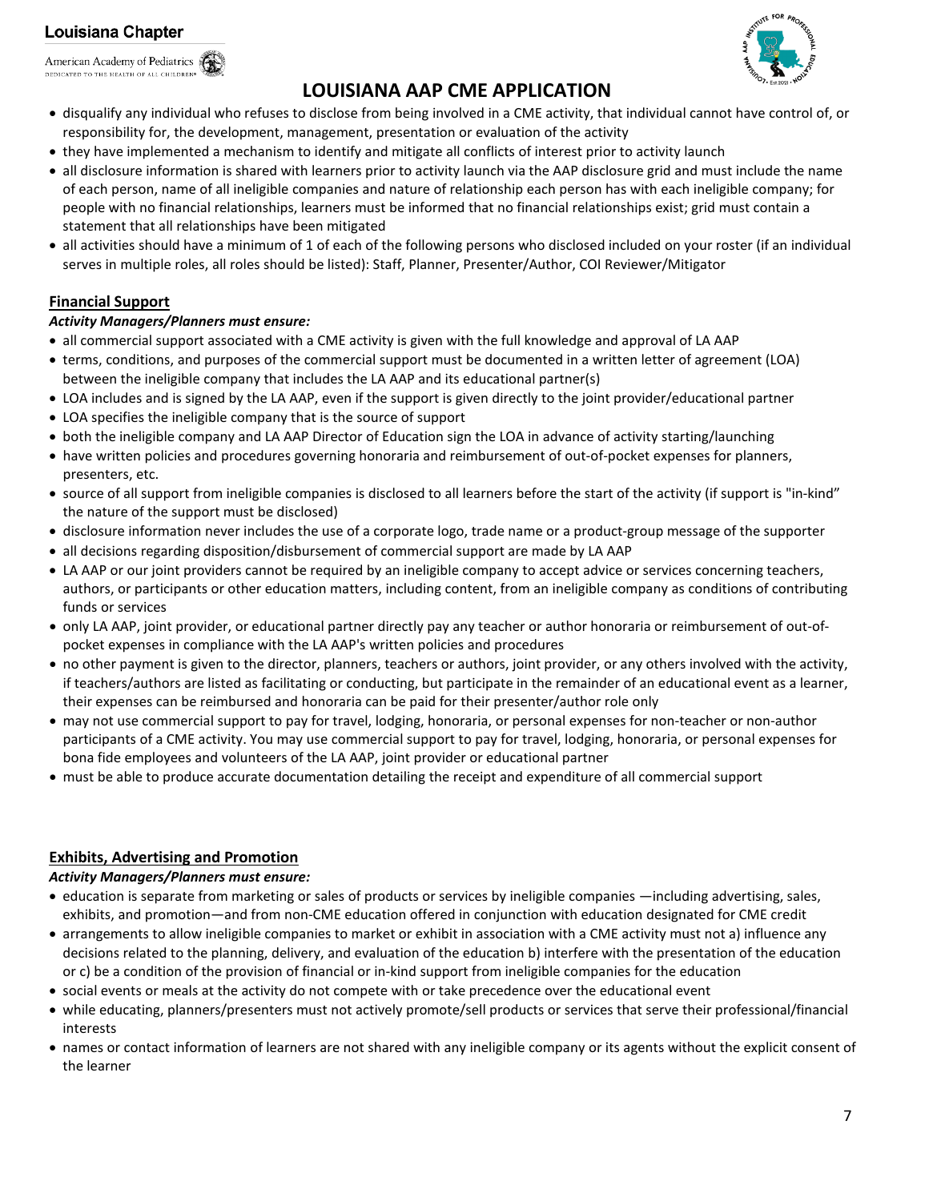- disqualify any individual who refuses to disclose from being involved in a CME activity, that individual cannot have control of, or responsibility for, the development, management, presentation or evaluation of the activity
- they have implemented a mechanism to identify and mitigate all conflicts of interest prior to activity launch
- all disclosure information is shared with learners prior to activity launch via the AAP disclosure grid and must include the name of each person, name of all ineligible companies and nature of relationship each person has with each ineligible company; for people with no financial relationships, learners must be informed that no financial relationships exist; grid must contain a statement that all relationships have been mitigated
- all activities should have a minimum of 1 of each of the following persons who disclosed included on your roster (if an individual serves in multiple roles, all roles should be listed): Staff, Planner, Presenter/Author, COI Reviewer/Mitigator

## Financial Support

***Activity Managers/Planners must ensure:***

- all commercial support associated with a CME activity is given with the full knowledge and approval of LA AAP
- terms, conditions, and purposes of the commercial support must be documented in a written letter of agreement (LOA) between the ineligible company that includes the LA AAP and its educational partner(s)
- LOA includes and is signed by the LA AAP, even if the support is given directly to the joint provider/educational partner
- LOA specifies the ineligible company that is the source of support
- both the ineligible company and LA AAP Director of Education sign the LOA in advance of activity starting/launching
- have written policies and procedures governing honoraria and reimbursement of out-of-pocket expenses for planners, presenters, etc.
- source of all support from ineligible companies is disclosed to all learners before the start of the activity (if support is "in-kind" the nature of the support must be disclosed)
- disclosure information never includes the use of a corporate logo, trade name or a product-group message of the supporter
- all decisions regarding disposition/disbursement of commercial support are made by LA AAP
- LA AAP or our joint providers cannot be required by an ineligible company to accept advice or services concerning teachers, authors, or participants or other education matters, including content, from an ineligible company as conditions of contributing funds or services
- only LA AAP, joint provider, or educational partner directly pay any teacher or author honoraria or reimbursement of out-of-pocket expenses in compliance with the LA AAP's written policies and procedures
- no other payment is given to the director, planners, teachers or authors, joint provider, or any others involved with the activity, if teachers/authors are listed as facilitating or conducting, but participate in the remainder of an educational event as a learner, their expenses can be reimbursed and honoraria can be paid for their presenter/author role only
- may not use commercial support to pay for travel, lodging, honoraria, or personal expenses for non-teacher or non-author participants of a CME activity. You may use commercial support to pay for travel, lodging, honoraria, or personal expenses for bona fide employees and volunteers of the LA AAP, joint provider or educational partner
- must be able to produce accurate documentation detailing the receipt and expenditure of all commercial support

## Exhibits, Advertising and Promotion

***Activity Managers/Planners must ensure:***

- education is separate from marketing or sales of products or services by ineligible companies —including advertising, sales, exhibits, and promotion—and from non-CME education offered in conjunction with education designated for CME credit
- arrangements to allow ineligible companies to market or exhibit in association with a CME activity must not a) influence any decisions related to the planning, delivery, and evaluation of the education b) interfere with the presentation of the education or c) be a condition of the provision of financial or in-kind support from ineligible companies for the education
- social events or meals at the activity do not compete with or take precedence over the educational event
- while educating, planners/presenters must not actively promote/sell products or services that serve their professional/financial interests
- names or contact information of learners are not shared with any ineligible company or its agents without the explicit consent of the learner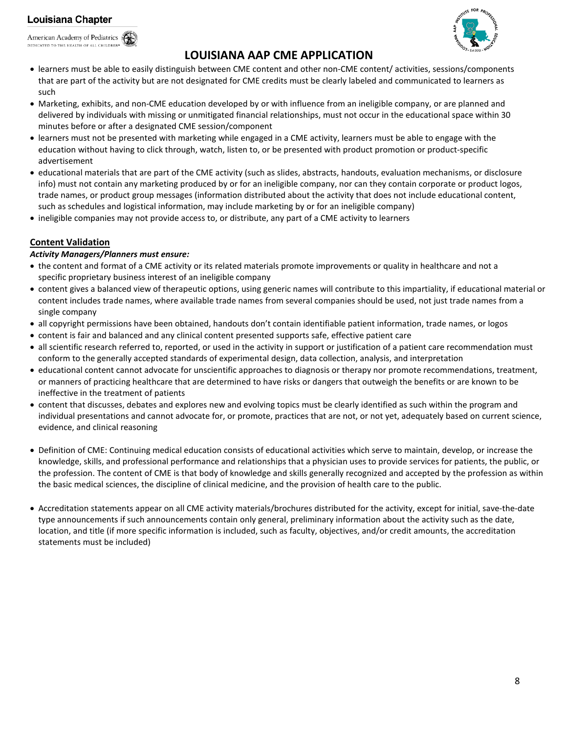- learners must be able to easily distinguish between CME content and other non-CME content/ activities, sessions/components that are part of the activity but are not designated for CME credits must be clearly labeled and communicated to learners as such
- Marketing, exhibits, and non-CME education developed by or with influence from an ineligible company, or are planned and delivered by individuals with missing or unmitigated financial relationships, must not occur in the educational space within 30 minutes before or after a designated CME session/component
- learners must not be presented with marketing while engaged in a CME activity, learners must be able to engage with the education without having to click through, watch, listen to, or be presented with product promotion or product-specific advertisement
- educational materials that are part of the CME activity (such as slides, abstracts, handouts, evaluation mechanisms, or disclosure info) must not contain any marketing produced by or for an ineligible company, nor can they contain corporate or product logos, trade names, or product group messages (information distributed about the activity that does not include educational content, such as schedules and logistical information, may include marketing by or for an ineligible company)
- ineligible companies may not provide access to, or distribute, any part of a CME activity to learners

## Content Validation

***Activity Managers/Planners must ensure:***

- the content and format of a CME activity or its related materials promote improvements or quality in healthcare and not a specific proprietary business interest of an ineligible company
- content gives a balanced view of therapeutic options, using generic names will contribute to this impartiality, if educational material or content includes trade names, where available trade names from several companies should be used, not just trade names from a single company
- all copyright permissions have been obtained, handouts don't contain identifiable patient information, trade names, or logos
- content is fair and balanced and any clinical content presented supports safe, effective patient care
- all scientific research referred to, reported, or used in the activity in support or justification of a patient care recommendation must conform to the generally accepted standards of experimental design, data collection, analysis, and interpretation
- educational content cannot advocate for unscientific approaches to diagnosis or therapy nor promote recommendations, treatment, or manners of practicing healthcare that are determined to have risks or dangers that outweigh the benefits or are known to be ineffective in the treatment of patients
- content that discusses, debates and explores new and evolving topics must be clearly identified as such within the program and individual presentations and cannot advocate for, or promote, practices that are not, or not yet, adequately based on current science, evidence, and clinical reasoning

- Definition of CME: Continuing medical education consists of educational activities which serve to maintain, develop, or increase the knowledge, skills, and professional performance and relationships that a physician uses to provide services for patients, the public, or the profession. The content of CME is that body of knowledge and skills generally recognized and accepted by the profession as within the basic medical sciences, the discipline of clinical medicine, and the provision of health care to the public.

- Accreditation statements appear on all CME activity materials/brochures distributed for the activity, except for initial, save-the-date type announcements if such announcements contain only general, preliminary information about the activity such as the date, location, and title (if more specific information is included, such as faculty, objectives, and/or credit amounts, the accreditation statements must be included)